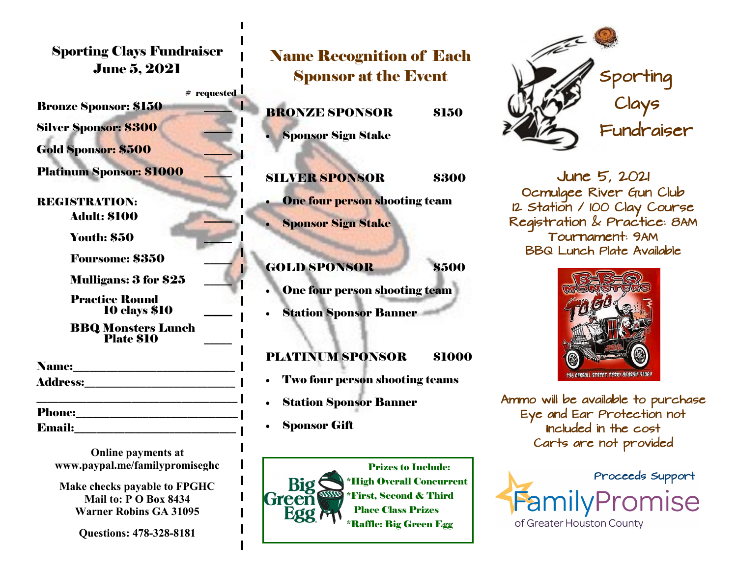## Sporting Clays Fundraiser
## June 5, 2021

| | # requested |
|---|---|
| **Bronze Sponsor: $150** | ____ |
| **Silver Sponsor: $300** | ____ |
| **Gold Sponsor: $500** | ____ |
| **Platinum Sponsor: $1000** | ____ |

**REGISTRATION:**

| | |
|---|---|
| **Adult: $100** | ____ |
| **Youth: $50** | ____ |
| **Foursome: $350** | ____ |
| **Mulligans: 3 for $25** | ____ |
| **Practice Round 10 clays $10** | ____ |
| **BBQ Monsters Lunch Plate $10** | ____ |

**Name:**___________________________

**Address:**_________________________

___________________________________

**Phone:**___________________________

**Email:**___________________________

**Online payments at www.paypal.me/familypromiseghc**

**Make checks payable to FPGHC**
**Mail to: P O Box 8434**
**Warner Robins GA 31095**

**Questions: 478-328-8181**

## Name Recognition of Each Sponsor at the Event

**BRONZE SPONSOR $150**

- **Sponsor Sign Stake**

**SILVER SPONSOR $300**

- **One four person shooting team**
- **Sponsor Sign Stake**

**GOLD SPONSOR $500**

- **One four person shooting team**
- **Station Sponsor Banner**

**PLATINUM SPONSOR $1000**

- **Two four person shooting teams**
- **Station Sponsor Banner**
- **Sponsor Gift**

Big Green Egg

**Prizes to Include:**
**\*High Overall Concurrent**
**\*First, Second & Third Place Class Prizes**
**\*Raffle: Big Green Egg**

# Sporting Clays Fundraiser

June 5, 2021
Ocmulgee River Gun Club
12 Station / 100 Clay Course
Registration & Practice: 8AM
Tournament: 9AM
BBQ Lunch Plate Available

B-B-Q Monsters To Go
736 Carroll Street, Perry Georgia 31069

Ammo will be available to purchase
Eye and Ear Protection not included in the cost
Carts are not provided

Proceeds Support
FamilyPromise
of Greater Houston County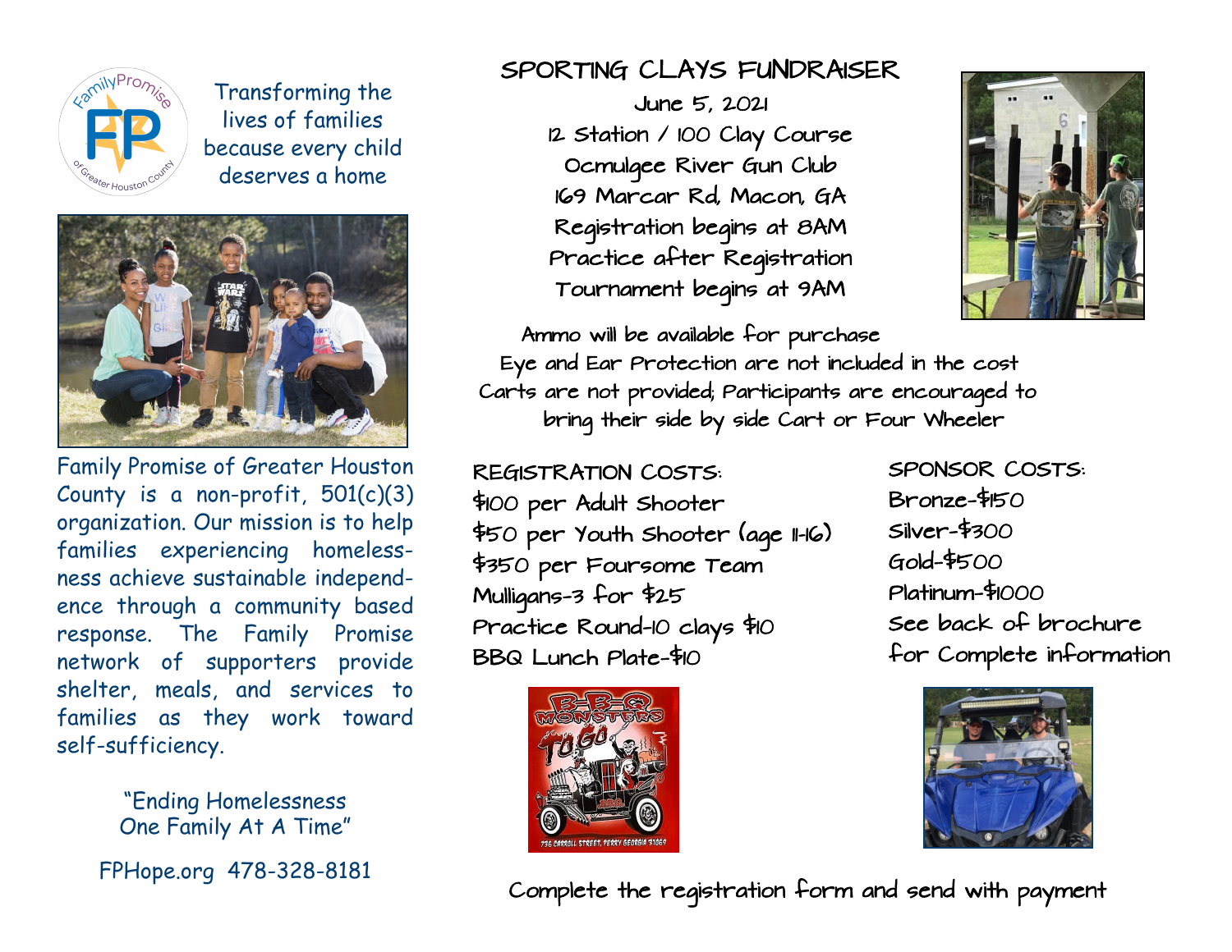Transforming the lives of families because every child deserves a home

Family Promise of Greater Houston County is a non-profit, 501(c)(3) organization. Our mission is to help families experiencing homelessness achieve sustainable independence through a community based response. The Family Promise network of supporters provide shelter, meals, and services to families as they work toward self-sufficiency.

"Ending Homelessness One Family At A Time"

FPHope.org 478-328-8181

# SPORTING CLAYS FUNDRAISER

June 5, 2021
12 Station / 100 Clay Course
Ocmulgee River Gun Club
169 Marcar Rd, Macon, GA
Registration begins at 8AM
Practice after Registration
Tournament begins at 9AM

Ammo will be available for purchase
Eye and Ear Protection are not included in the cost
Carts are not provided; Participants are encouraged to bring their side by side Cart or Four Wheeler

**REGISTRATION COSTS:**

$100 per Adult Shooter
$50 per Youth Shooter (age 11-16)
$350 per Foursome Team
Mulligans-3 for $25
Practice Round-10 clays $10
BBQ Lunch Plate-$10

**SPONSOR COSTS:**

Bronze-$150
Silver-$300
Gold-$500
Platinum-$1000
See back of brochure for Complete information

Complete the registration form and send with payment